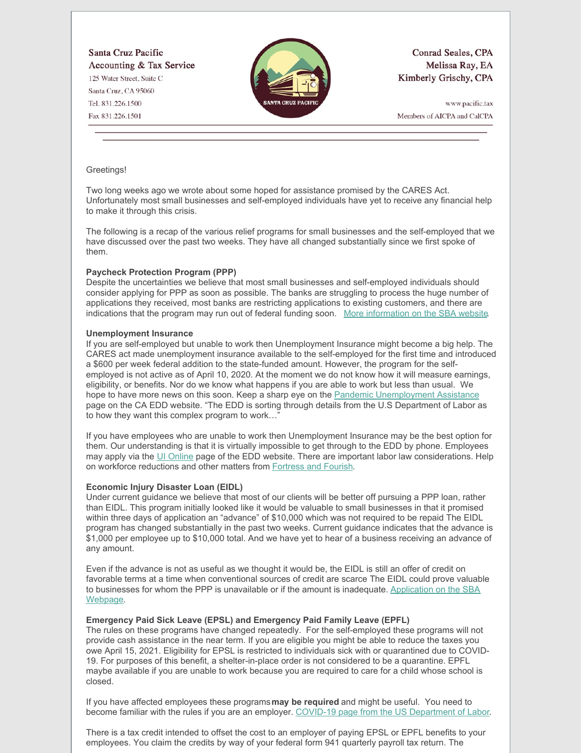Santa Cruz Pacific
Accounting & Tax Service
125 Water Street, Suite C
Santa Cruz, CA 95060
Tel. 831.226.1500
Fax 831.226.1501

Conrad Seales, CPA
Melissa Ray, EA
Kimberly Grischy, CPA

www.pacific.tax
Members of AICPA and CalCPA

---

Greetings!

Two long weeks ago we wrote about some hoped for assistance promised by the CARES Act. Unfortunately most small businesses and self-employed individuals have yet to receive any financial help to make it through this crisis.

The following is a recap of the various relief programs for small businesses and the self-employed that we have discussed over the past two weeks. They have all changed substantially since we first spoke of them.

**Paycheck Protection Program (PPP)**
Despite the uncertainties we believe that most small businesses and self-employed individuals should consider applying for PPP as soon as possible. The banks are struggling to process the huge number of applications they received, most banks are restricting applications to existing customers, and there are indications that the program may run out of federal funding soon. More information on the SBA website.

**Unemployment Insurance**
If you are self-employed but unable to work then Unemployment Insurance might become a big help. The CARES act made unemployment insurance available to the self-employed for the first time and introduced a $600 per week federal addition to the state-funded amount. However, the program for the self-employed is not active as of April 10, 2020. At the moment we do not know how it will measure earnings, eligibility, or benefits. Nor do we know what happens if you are able to work but less than usual. We hope to have more news on this soon. Keep a sharp eye on the Pandemic Unemployment Assistance page on the CA EDD website. "The EDD is sorting through details from the U.S Department of Labor as to how they want this complex program to work…"

If you have employees who are unable to work then Unemployment Insurance may be the best option for them. Our understanding is that it is virtually impossible to get through to the EDD by phone. Employees may apply via the UI Online page of the EDD website. There are important labor law considerations. Help on workforce reductions and other matters from Fortress and Fourish.

**Economic Injury Disaster Loan (EIDL)**
Under current guidance we believe that most of our clients will be better off pursuing a PPP loan, rather than EIDL. This program initially looked like it would be valuable to small businesses in that it promised within three days of application an "advance" of $10,000 which was not required to be repaid The EIDL program has changed substantially in the past two weeks. Current guidance indicates that the advance is $1,000 per employee up to $10,000 total. And we have yet to hear of a business receiving an advance of any amount.

Even if the advance is not as useful as we thought it would be, the EIDL is still an offer of credit on favorable terms at a time when conventional sources of credit are scarce The EIDL could prove valuable to businesses for whom the PPP is unavailable or if the amount is inadequate. Application on the SBA Webpage.

**Emergency Paid Sick Leave (EPSL) and Emergency Paid Family Leave (EPFL)**
The rules on these programs have changed repeatedly. For the self-employed these programs will not provide cash assistance in the near term. If you are eligible you might be able to reduce the taxes you owe April 15, 2021. Eligibility for EPSL is restricted to individuals sick with or quarantined due to COVID-19. For purposes of this benefit, a shelter-in-place order is not considered to be a quarantine. EPFL maybe available if you are unable to work because you are required to care for a child whose school is closed.

If you have affected employees these programs **may be required** and might be useful. You need to become familiar with the rules if you are an employer. COVID-19 page from the US Department of Labor.

There is a tax credit intended to offset the cost to an employer of paying EPSL or EPFL benefits to your employees. You claim the credits by way of your federal form 941 quarterly payroll tax return. The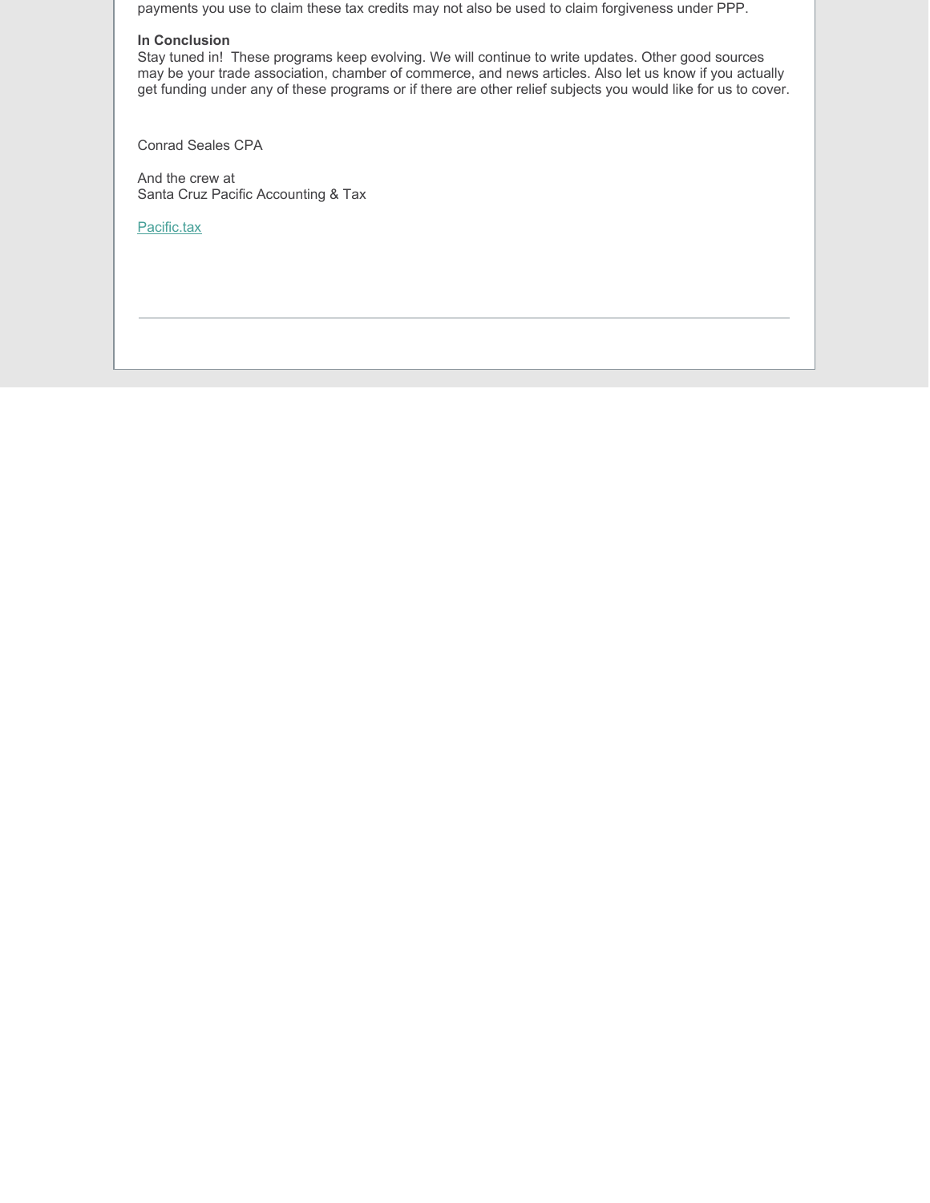payments you use to claim these tax credits may not also be used to claim forgiveness under PPP.

**In Conclusion**

Stay tuned in! These programs keep evolving. We will continue to write updates. Other good sources may be your trade association, chamber of commerce, and news articles. Also let us know if you actually get funding under any of these programs or if there are other relief subjects you would like for us to cover.

Conrad Seales CPA

And the crew at
Santa Cruz Pacific Accounting & Tax

Pacific.tax